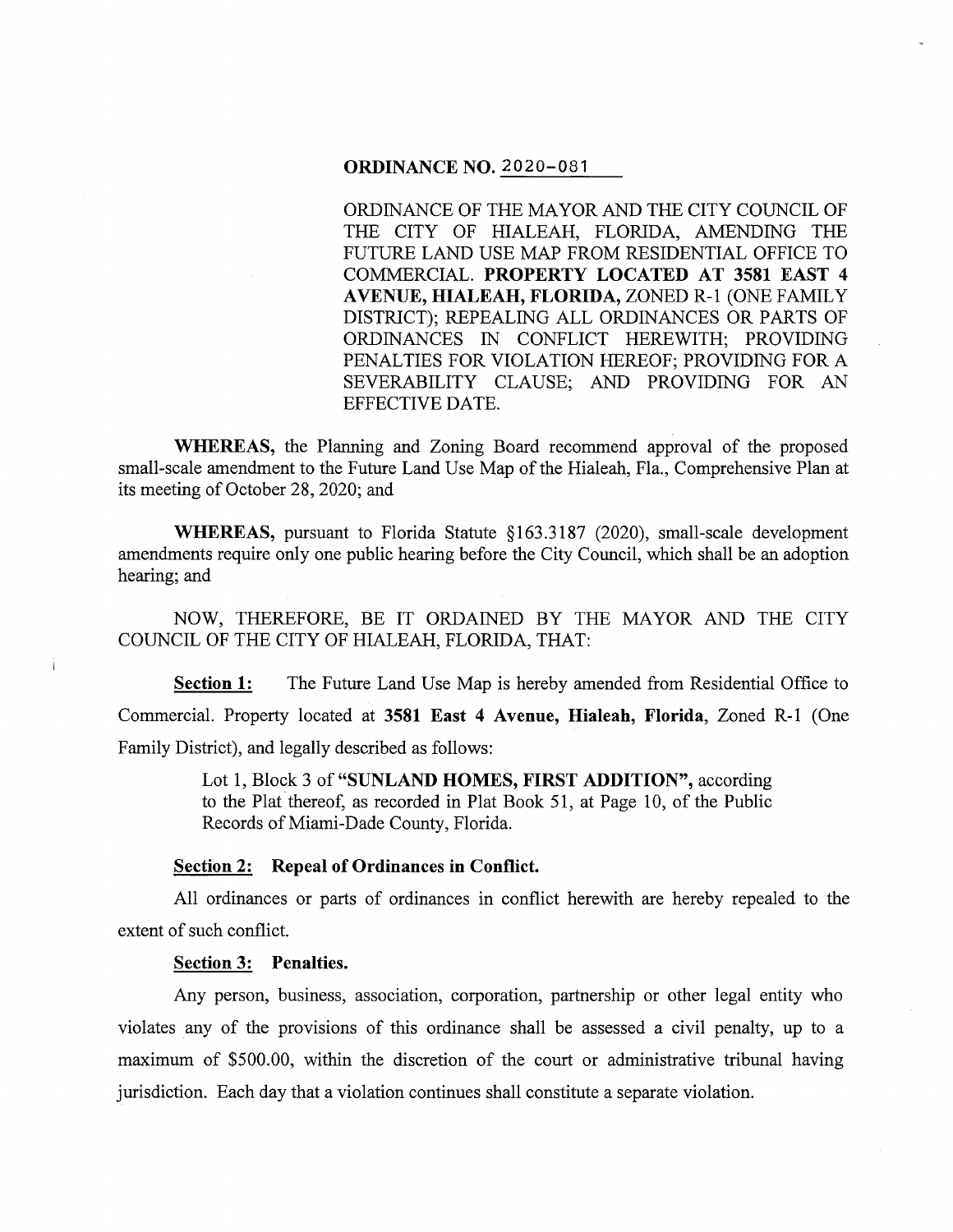# ORDINANCE NO. 2020-081

ORDINANCE OF THE MAYOR AND THE CITY COUNCIL OF THE CITY OF HIALEAH, FLORIDA, AMENDING THE FUTURE LAND USE MAP FROM RESIDENTIAL OFFICE TO COMMERCIAL. **PROPERTY LOCATED AT 3581 EAST 4 AVENUE, HIALEAH, FLORIDA,** ZONED R-1 (ONE FAMILY DISTRICT); REPEALING ALL ORDINANCES OR PARTS OF ORDINANCES IN CONFLICT HEREWITH; PROVIDING PENALTIES FOR VIOLATION HEREOF; PROVIDING FOR A SEVERABILITY CLAUSE; AND PROVIDING FOR AN EFFECTIVE DATE.

**WHEREAS,** the Planning and Zoning Board recommend approval of the proposed small-scale amendment to the Future Land Use Map of the Hialeah, Fla., Comprehensive Plan at its meeting of October 28, 2020; and

**WHEREAS,** pursuant to Florida Statute §163.3187 (2020), small-scale development amendments require only one public hearing before the City Council, which shall be an adoption hearing; and

NOW, THEREFORE, BE IT ORDAINED BY THE MAYOR AND THE CITY COUNCIL OF THE CITY OF HIALEAH, FLORIDA, THAT:

**Section 1:** The Future Land Use Map is hereby amended from Residential Office to Commercial. Property located at **3581 East 4 Avenue, Hialeah, Florida**, Zoned R-1 (One Family District), and legally described as follows:

> Lot 1, Block 3 of **"SUNLAND HOMES, FIRST ADDITION"**, according to the Plat thereof, as recorded in Plat Book 51, at Page 10, of the Public Records of Miami-Dade County, Florida.

**Section 2: Repeal of Ordinances in Conflict.**

All ordinances or parts of ordinances in conflict herewith are hereby repealed to the extent of such conflict.

**Section 3: Penalties.**

Any person, business, association, corporation, partnership or other legal entity who violates any of the provisions of this ordinance shall be assessed a civil penalty, up to a maximum of $500.00, within the discretion of the court or administrative tribunal having jurisdiction. Each day that a violation continues shall constitute a separate violation.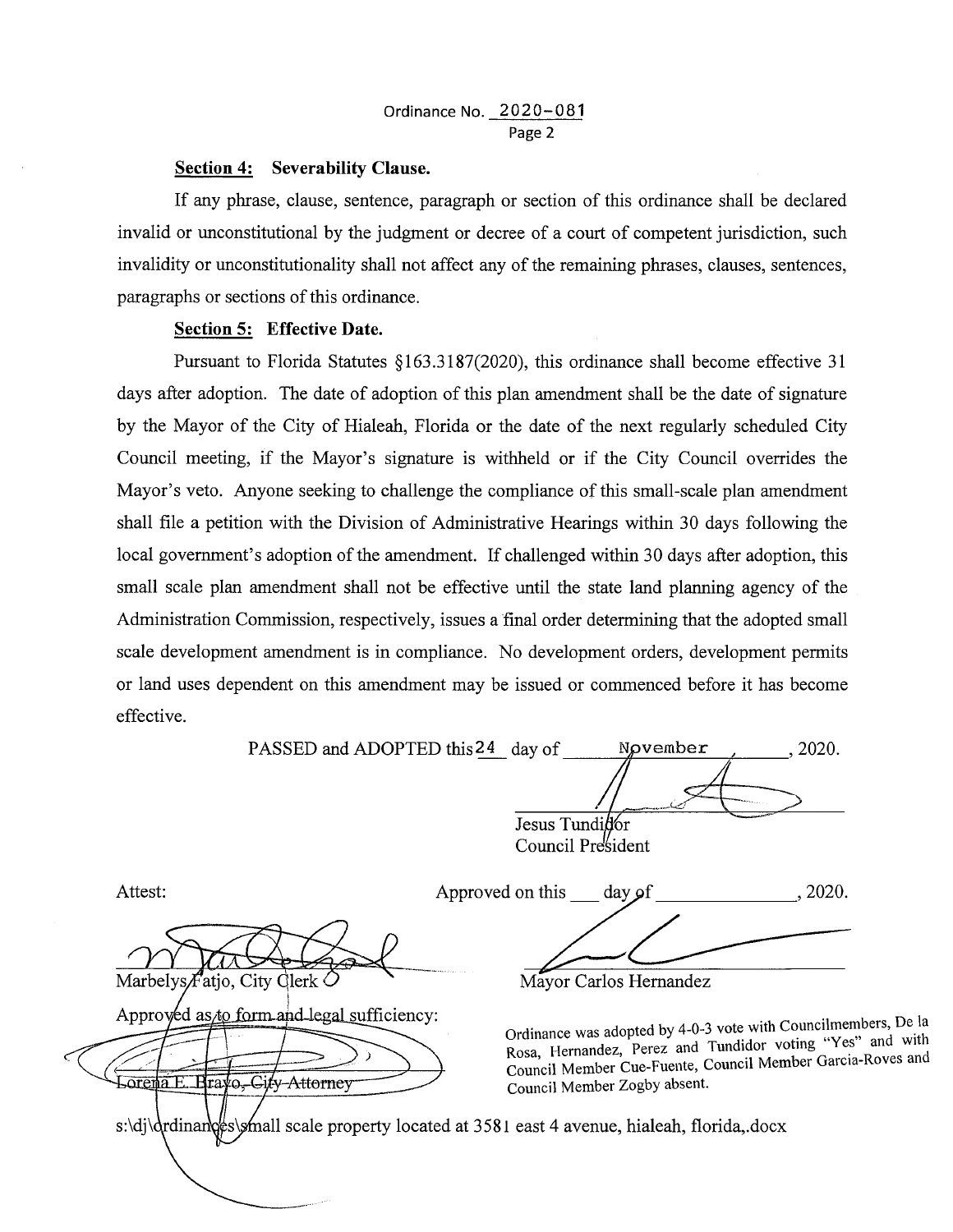Ordinance No. 2020-081

**Section 4: Severability Clause.**

If any phrase, clause, sentence, paragraph or section of this ordinance shall be declared invalid or unconstitutional by the judgment or decree of a court of competent jurisdiction, such invalidity or unconstitutionality shall not affect any of the remaining phrases, clauses, sentences, paragraphs or sections of this ordinance.

**Section 5: Effective Date.**

Pursuant to Florida Statutes §163.3187(2020), this ordinance shall become effective 31 days after adoption. The date of adoption of this plan amendment shall be the date of signature by the Mayor of the City of Hialeah, Florida or the date of the next regularly scheduled City Council meeting, if the Mayor's signature is withheld or if the City Council overrides the Mayor's veto. Anyone seeking to challenge the compliance of this small-scale plan amendment shall file a petition with the Division of Administrative Hearings within 30 days following the local government's adoption of the amendment. If challenged within 30 days after adoption, this small scale plan amendment shall not be effective until the state land planning agency of the Administration Commission, respectively, issues a final order determining that the adopted small scale development amendment is in compliance. No development orders, development permits or land uses dependent on this amendment may be issued or commenced before it has become effective.

PASSED and ADOPTED this 24 day of November, 2020.

Jesus Tundidor
Council President

Attest:

Marbelys Fatjo, City Clerk

Approved on this ___ day of _______________, 2020.

Mayor Carlos Hernandez

Approved as to form and legal sufficiency:

Lorena E. Bravo, City Attorney

Ordinance was adopted by 4-0-3 vote with Councilmembers, De la Rosa, Hernandez, Perez and Tundidor voting "Yes" and with Council Member Cue-Fuente, Council Member Garcia-Roves and Council Member Zogby absent.

s:\dj\ordinances\small scale property located at 3581 east 4 avenue, hialeah, florida,.docx